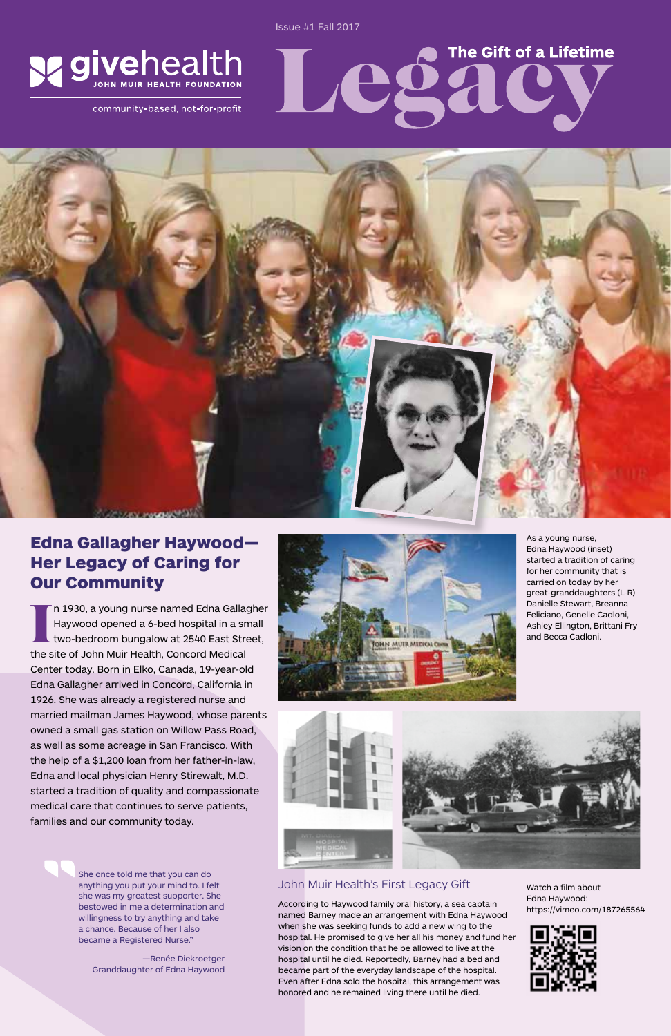Issue #1 Fall 2017

givehealth
JOHN MUIR HEALTH FOUNDATION

community-based, not-for-profit

# Legacy

The Gift of a Lifetime

## Edna Gallagher Haywood—Her Legacy of Caring for Our Community

In 1930, a young nurse named Edna Gallagher Haywood opened a 6-bed hospital in a small two-bedroom bungalow at 2540 East Street, the site of John Muir Health, Concord Medical Center today. Born in Elko, Canada, 19-year-old Edna Gallagher arrived in Concord, California in 1926. She was already a registered nurse and married mailman James Haywood, whose parents owned a small gas station on Willow Pass Road, as well as some acreage in San Francisco. With the help of a $1,200 loan from her father-in-law, Edna and local physician Henry Stirewalt, M.D. started a tradition of quality and compassionate medical care that continues to serve patients, families and our community today.

> She once told me that you can do anything you put your mind to. I felt she was my greatest supporter. She bestowed in me a determination and willingness to try anything and take a chance. Because of her I also became a Registered Nurse."
>
> —Renée Diekroetger
> Granddaughter of Edna Haywood

As a young nurse, Edna Haywood (inset) started a tradition of caring for her community that is carried on today by her great-granddaughters (L-R) Danielle Stewart, Breanna Feliciano, Genelle Cadloni, Ashley Ellington, Brittani Fry and Becca Cadloni.

### John Muir Health's First Legacy Gift

According to Haywood family oral history, a sea captain named Barney made an arrangement with Edna Haywood when she was seeking funds to add a new wing to the hospital. He promised to give her all his money and fund her vision on the condition that he be allowed to live at the hospital until he died. Reportedly, Barney had a bed and became part of the everyday landscape of the hospital. Even after Edna sold the hospital, this arrangement was honored and he remained living there until he died.

Watch a film about Edna Haywood:
https://vimeo.com/187265564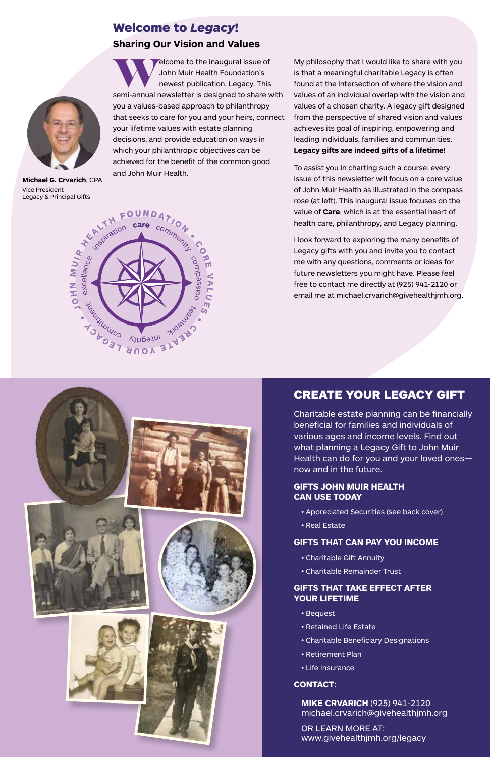## Welcome to *Legacy*!

### Sharing Our Vision and Values

**Michael G. Crvarich**, CPA
Vice President
Legacy & Principal Gifts

Welcome to the inaugural issue of John Muir Health Foundation's newest publication, Legacy. This semi-annual newsletter is designed to share with you a values-based approach to philanthropy that seeks to care for you and your heirs, connect your lifetime values with estate planning decisions, and provide education on ways in which your philanthropic objectives can be achieved for the benefit of the common good and John Muir Health.

JOHN MUIR HEALTH FOUNDATION • CORE VALUES • CREATE YOUR LEGACY •

care · community · compassion · teamwork · integrity · commitment · excellence · inspiration

My philosophy that I would like to share with you is that a meaningful charitable Legacy is often found at the intersection of where the vision and values of an individual overlap with the vision and values of a chosen charity. A legacy gift designed from the perspective of shared vision and values achieves its goal of inspiring, empowering and leading individuals, families and communities. **Legacy gifts are indeed gifts of a lifetime!**

To assist you in charting such a course, every issue of this newsletter will focus on a core value of John Muir Health as illustrated in the compass rose (at left). This inaugural issue focuses on the value of **Care**, which is at the essential heart of health care, philanthropy, and Legacy planning.

I look forward to exploring the many benefits of Legacy gifts with you and invite you to contact me with any questions, comments or ideas for future newsletters you might have. Please feel free to contact me directly at (925) 941-2120 or email me at michael.crvarich@givehealthjmh.org.

## CREATE YOUR LEGACY GIFT

Charitable estate planning can be financially beneficial for families and individuals of various ages and income levels. Find out what planning a Legacy Gift to John Muir Health can do for you and your loved ones—now and in the future.

### GIFTS JOHN MUIR HEALTH CAN USE TODAY

- Appreciated Securities (see back cover)
- Real Estate

### GIFTS THAT CAN PAY YOU INCOME

- Charitable Gift Annuity
- Charitable Remainder Trust

### GIFTS THAT TAKE EFFECT AFTER YOUR LIFETIME

- Bequest
- Retained Life Estate
- Charitable Beneficiary Designations
- Retirement Plan
- Life Insurance

### CONTACT:

**MIKE CRVARICH** (925) 941-2120
michael.crvarich@givehealthjmh.org

OR LEARN MORE AT:
www.givehealthjmh.org/legacy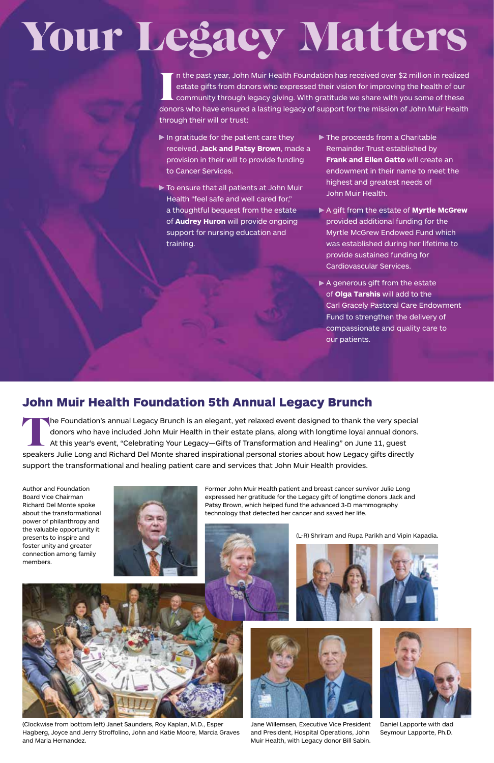# Your Legacy Matters

In the past year, John Muir Health Foundation has received over $2 million in realized estate gifts from donors who expressed their vision for improving the health of our community through legacy giving. With gratitude we share with you some of these donors who have ensured a lasting legacy of support for the mission of John Muir Health through their will or trust:

- In gratitude for the patient care they received, **Jack and Patsy Brown**, made a provision in their will to provide funding to Cancer Services.
- To ensure that all patients at John Muir Health "feel safe and well cared for," a thoughtful bequest from the estate of **Audrey Huron** will provide ongoing support for nursing education and training.
- The proceeds from a Charitable Remainder Trust established by **Frank and Ellen Gatto** will create an endowment in their name to meet the highest and greatest needs of John Muir Health.
- A gift from the estate of **Myrtle McGrew** provided additional funding for the Myrtle McGrew Endowed Fund which was established during her lifetime to provide sustained funding for Cardiovascular Services.
- A generous gift from the estate of **Olga Tarshis** will add to the Carl Gracely Pastoral Care Endowment Fund to strengthen the delivery of compassionate and quality care to our patients.

## John Muir Health Foundation 5th Annual Legacy Brunch

The Foundation's annual Legacy Brunch is an elegant, yet relaxed event designed to thank the very special donors who have included John Muir Health in their estate plans, along with longtime loyal annual donors. At this year's event, "Celebrating Your Legacy—Gifts of Transformation and Healing" on June 11, guest speakers Julie Long and Richard Del Monte shared inspirational personal stories about how Legacy gifts directly support the transformational and healing patient care and services that John Muir Health provides.

Author and Foundation Board Vice Chairman Richard Del Monte spoke about the transformational power of philanthropy and the valuable opportunity it presents to inspire and foster unity and greater connection among family members.

Former John Muir Health patient and breast cancer survivor Julie Long expressed her gratitude for the Legacy gift of longtime donors Jack and Patsy Brown, which helped fund the advanced 3-D mammography technology that detected her cancer and saved her life.

(L-R) Shriram and Rupa Parikh and Vipin Kapadia.

(Clockwise from bottom left) Janet Saunders, Roy Kaplan, M.D., Esper Hagberg, Joyce and Jerry Stroffolino, John and Katie Moore, Marcia Graves and Maria Hernandez.

Jane Willemsen, Executive Vice President and President, Hospital Operations, John Muir Health, with Legacy donor Bill Sabin.

Daniel Lapporte with dad Seymour Lapporte, Ph.D.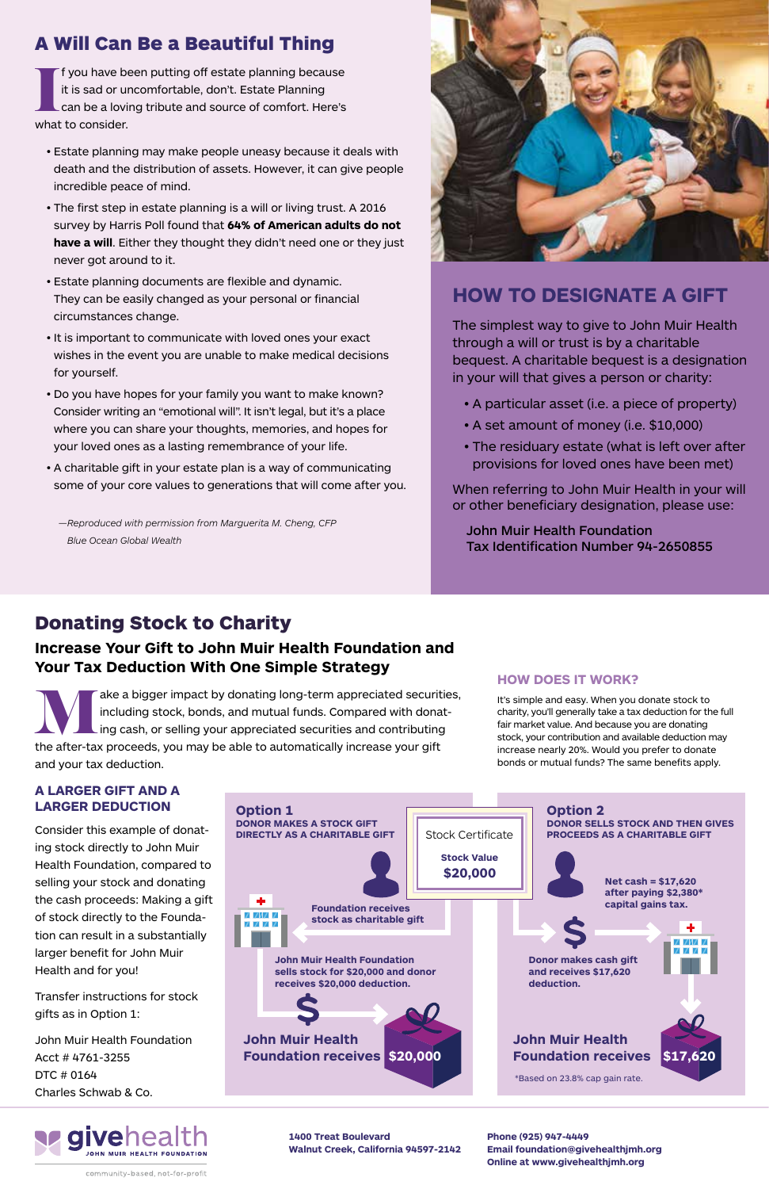## A Will Can Be a Beautiful Thing

If you have been putting off estate planning because it is sad or uncomfortable, don't. Estate Planning can be a loving tribute and source of comfort. Here's what to consider.

- Estate planning may make people uneasy because it deals with death and the distribution of assets. However, it can give people incredible peace of mind.
- The first step in estate planning is a will or living trust. A 2016 survey by Harris Poll found that **64% of American adults do not have a will**. Either they thought they didn't need one or they just never got around to it.
- Estate planning documents are flexible and dynamic. They can be easily changed as your personal or financial circumstances change.
- It is important to communicate with loved ones your exact wishes in the event you are unable to make medical decisions for yourself.
- Do you have hopes for your family you want to make known? Consider writing an "emotional will". It isn't legal, but it's a place where you can share your thoughts, memories, and hopes for your loved ones as a lasting remembrance of your life.
- A charitable gift in your estate plan is a way of communicating some of your core values to generations that will come after you.

*—Reproduced with permission from Marguerita M. Cheng, CFP*
*Blue Ocean Global Wealth*

## HOW TO DESIGNATE A GIFT

The simplest way to give to John Muir Health through a will or trust is by a charitable bequest. A charitable bequest is a designation in your will that gives a person or charity:

- A particular asset (i.e. a piece of property)
- A set amount of money (i.e. $10,000)
- The residuary estate (what is left over after provisions for loved ones have been met)

When referring to John Muir Health in your will or other beneficiary designation, please use:

John Muir Health Foundation
Tax Identification Number 94-2650855

## Donating Stock to Charity

### Increase Your Gift to John Muir Health Foundation and Your Tax Deduction With One Simple Strategy

Make a bigger impact by donating long-term appreciated securities, including stock, bonds, and mutual funds. Compared with donating cash, or selling your appreciated securities and contributing the after-tax proceeds, you may be able to automatically increase your gift and your tax deduction.

### HOW DOES IT WORK?

It's simple and easy. When you donate stock to charity, you'll generally take a tax deduction for the full fair market value. And because you are donating stock, your contribution and available deduction may increase nearly 20%. Would you prefer to donate bonds or mutual funds? The same benefits apply.

### A LARGER GIFT AND A LARGER DEDUCTION

Consider this example of donating stock directly to John Muir Health Foundation, compared to selling your stock and donating the cash proceeds: Making a gift of stock directly to the Foundation can result in a substantially larger benefit for John Muir Health and for you!

Transfer instructions for stock gifts as in Option 1:

John Muir Health Foundation
Acct # 4761-3255
DTC # 0164
Charles Schwab & Co.

**Option 1**
DONOR MAKES A STOCK GIFT DIRECTLY AS A CHARITABLE GIFT

Stock Certificate
Stock Value
$20,000

Foundation receives stock as charitable gift

John Muir Health Foundation sells stock for $20,000 and donor receives $20,000 deduction.

John Muir Health Foundation receives $20,000

**Option 2**
DONOR SELLS STOCK AND THEN GIVES PROCEEDS AS A CHARITABLE GIFT

Net cash = $17,620 after paying $2,380* capital gains tax.

Donor makes cash gift and receives $17,620 deduction.

John Muir Health Foundation receives $17,620

*Based on 23.8% cap gain rate.

givehealth
JOHN MUIR HEALTH FOUNDATION
community-based, not-for-profit

1400 Treat Boulevard
Walnut Creek, California 94597-2142

Phone (925) 947-4449
Email foundation@givehealthjmh.org
Online at www.givehealthjmh.org